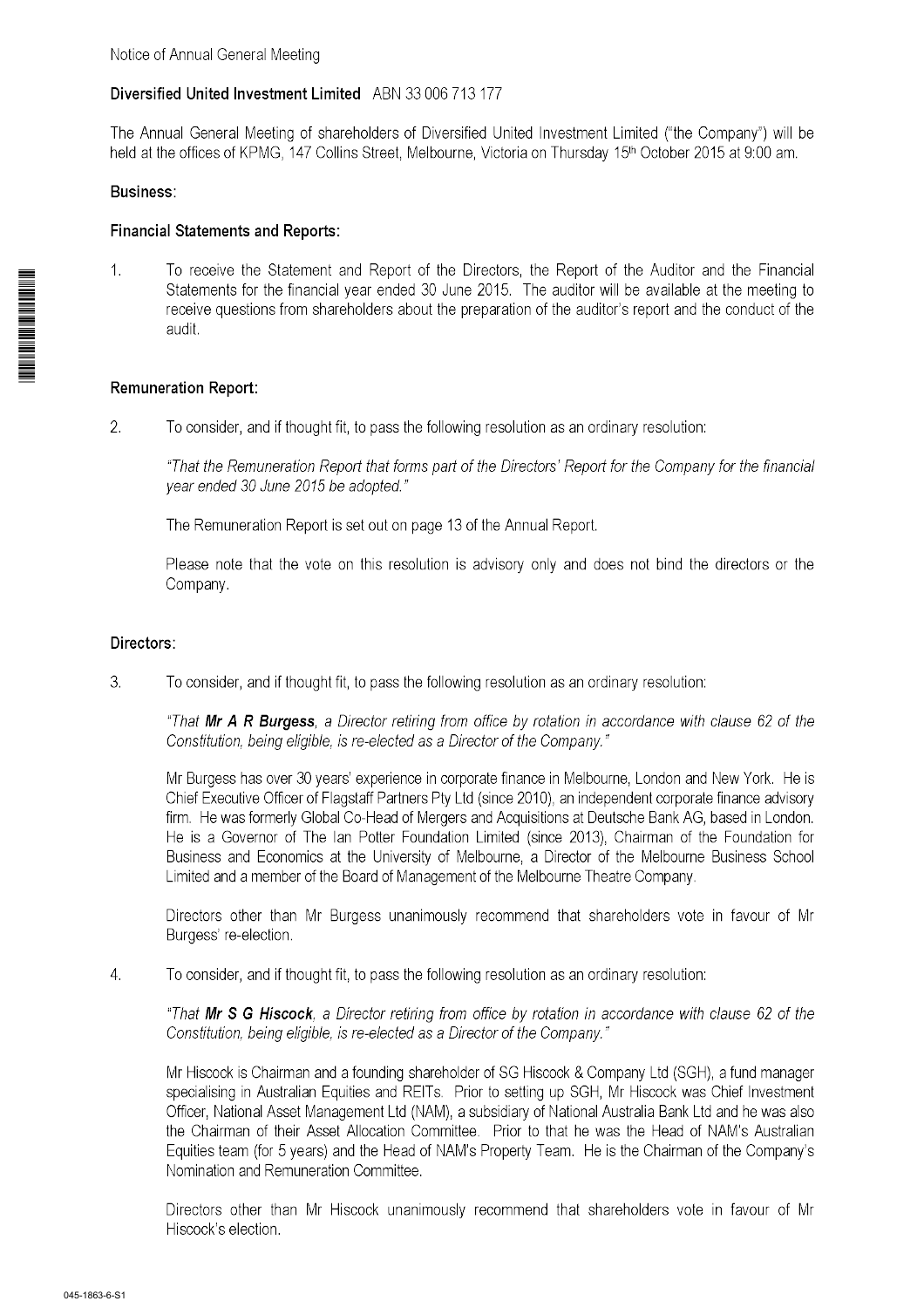Notice of Annual General Meeting

## Diversified United Investment Limited ABN 33 006 713 177

The Annual General Meeting of shareholders of Diversified United Investment Limited ("the Company") will be held at the offices of KPMG, 147 Collins Street, Melbourne, Victoria on Thursday 15th October 2015 at 9:00 am.

### Business:

### Financial Statements and Reports:

1. To receive the Statement and Report of the Directors, the Report of the Auditor and the Financial Statements for the financial year ended 30 June 2015. The auditor will be available at the meeting to receive questions from shareholders about the preparation of the auditor's report and the conduct of the audit.

### Remuneration Report:

2. To consider, and if thought fit, to pass the following resolution as an ordinary resolution:

   *"That the Remuneration Report that forms part of the Directors' Report for the Company for the financial year ended 30 June 2015 be adopted."*

   The Remuneration Report is set out on page 13 of the Annual Report.

   Please note that the vote on this resolution is advisory only and does not bind the directors or the Company.

### Directors:

3. To consider, and if thought fit, to pass the following resolution as an ordinary resolution:

   *"That **Mr A R Burgess**, a Director retiring from office by rotation in accordance with clause 62 of the Constitution, being eligible, is re-elected as a Director of the Company."*

   Mr Burgess has over 30 years' experience in corporate finance in Melbourne, London and New York. He is Chief Executive Officer of Flagstaff Partners Pty Ltd (since 2010), an independent corporate finance advisory firm. He was formerly Global Co-Head of Mergers and Acquisitions at Deutsche Bank AG, based in London. He is a Governor of The Ian Potter Foundation Limited (since 2013), Chairman of the Foundation for Business and Economics at the University of Melbourne, a Director of the Melbourne Business School Limited and a member of the Board of Management of the Melbourne Theatre Company.

   Directors other than Mr Burgess unanimously recommend that shareholders vote in favour of Mr Burgess' re-election.

4. To consider, and if thought fit, to pass the following resolution as an ordinary resolution:

   *"That **Mr S G Hiscock**, a Director retiring from office by rotation in accordance with clause 62 of the Constitution, being eligible, is re-elected as a Director of the Company."*

   Mr Hiscock is Chairman and a founding shareholder of SG Hiscock & Company Ltd (SGH), a fund manager specialising in Australian Equities and REITs. Prior to setting up SGH, Mr Hiscock was Chief Investment Officer, National Asset Management Ltd (NAM), a subsidiary of National Australia Bank Ltd and he was also the Chairman of their Asset Allocation Committee. Prior to that he was the Head of NAM's Australian Equities team (for 5 years) and the Head of NAM's Property Team. He is the Chairman of the Company's Nomination and Remuneration Committee.

   Directors other than Mr Hiscock unanimously recommend that shareholders vote in favour of Mr Hiscock's election.

045-1863-6-S1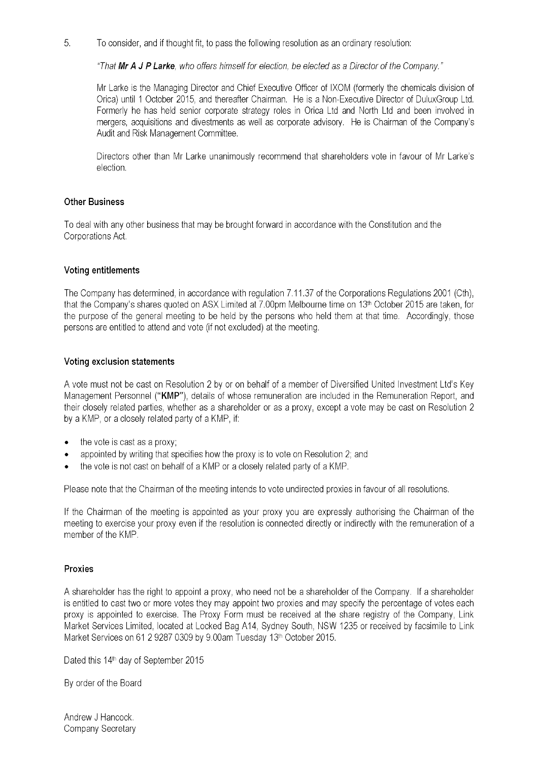5. To consider, and if thought fit, to pass the following resolution as an ordinary resolution:

   *"That **Mr A J P Larke**, who offers himself for election, be elected as a Director of the Company."*

   Mr Larke is the Managing Director and Chief Executive Officer of IXOM (formerly the chemicals division of Orica) until 1 October 2015, and thereafter Chairman. He is a Non-Executive Director of DuluxGroup Ltd. Formerly he has held senior corporate strategy roles in Orica Ltd and North Ltd and been involved in mergers, acquisitions and divestments as well as corporate advisory. He is Chairman of the Company's Audit and Risk Management Committee.

   Directors other than Mr Larke unanimously recommend that shareholders vote in favour of Mr Larke's election.

### Other Business

To deal with any other business that may be brought forward in accordance with the Constitution and the Corporations Act.

### Voting entitlements

The Company has determined, in accordance with regulation 7.11.37 of the Corporations Regulations 2001 (Cth), that the Company's shares quoted on ASX Limited at 7.00pm Melbourne time on 13th October 2015 are taken, for the purpose of the general meeting to be held by the persons who held them at that time. Accordingly, those persons are entitled to attend and vote (if not excluded) at the meeting.

### Voting exclusion statements

A vote must not be cast on Resolution 2 by or on behalf of a member of Diversified United Investment Ltd's Key Management Personnel (**"KMP"**), details of whose remuneration are included in the Remuneration Report, and their closely related parties, whether as a shareholder or as a proxy, except a vote may be cast on Resolution 2 by a KMP, or a closely related party of a KMP, if:

- the vote is cast as a proxy;
- appointed by writing that specifies how the proxy is to vote on Resolution 2; and
- the vote is not cast on behalf of a KMP or a closely related party of a KMP.

Please note that the Chairman of the meeting intends to vote undirected proxies in favour of all resolutions.

If the Chairman of the meeting is appointed as your proxy you are expressly authorising the Chairman of the meeting to exercise your proxy even if the resolution is connected directly or indirectly with the remuneration of a member of the KMP.

### Proxies

A shareholder has the right to appoint a proxy, who need not be a shareholder of the Company. If a shareholder is entitled to cast two or more votes they may appoint two proxies and may specify the percentage of votes each proxy is appointed to exercise. The Proxy Form must be received at the share registry of the Company, Link Market Services Limited, located at Locked Bag A14, Sydney South, NSW 1235 or received by facsimile to Link Market Services on 61 2 9287 0309 by 9.00am Tuesday 13th October 2015.

Dated this 14th day of September 2015

By order of the Board

Andrew J Hancock.
Company Secretary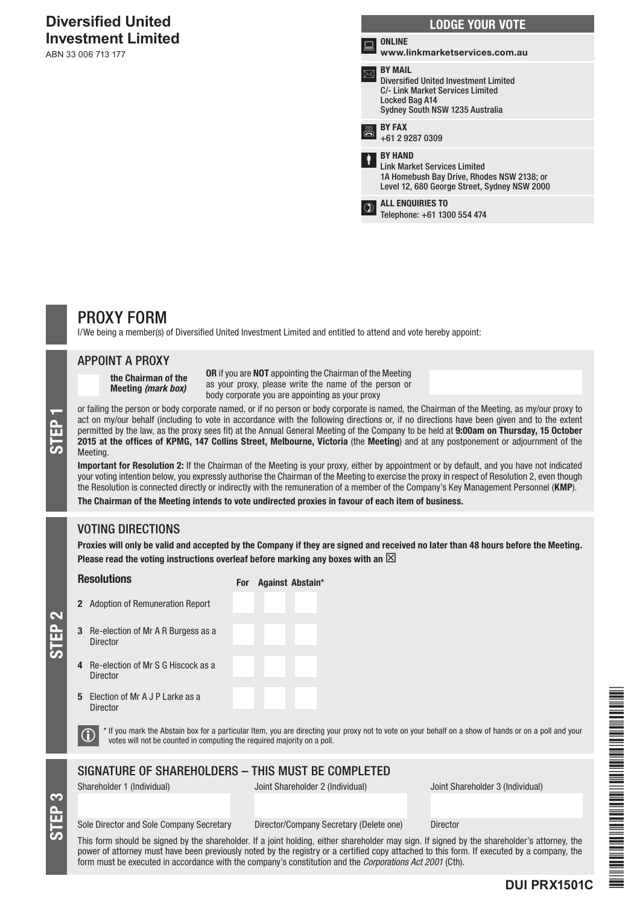# Diversified United Investment Limited

ABN 33 006 713 177

## LODGE YOUR VOTE

**ONLINE**
www.linkmarketservices.com.au

**BY MAIL**
Diversified United Investment Limited
C/- Link Market Services Limited
Locked Bag A14
Sydney South NSW 1235 Australia

**BY FAX**
+61 2 9287 0309

**BY HAND**
Link Market Services Limited
1A Homebush Bay Drive, Rhodes NSW 2138; or
Level 12, 680 George Street, Sydney NSW 2000

**ALL ENQUIRIES TO**
Telephone: +61 1300 554 474

# PROXY FORM

I/We being a member(s) of Diversified United Investment Limited and entitled to attend and vote hereby appoint:

## STEP 1

### APPOINT A PROXY

☐ **the Chairman of the Meeting *(mark box)***

**OR** if you are **NOT** appointing the Chairman of the Meeting as your proxy, please write the name of the person or body corporate you are appointing as your proxy

or failing the person or body corporate named, or if no person or body corporate is named, the Chairman of the Meeting, as my/our proxy to act on my/our behalf (including to vote in accordance with the following directions or, if no directions have been given and to the extent permitted by the law, as the proxy sees fit) at the Annual General Meeting of the Company to be held at **9:00am on Thursday, 15 October 2015 at the offices of KPMG, 147 Collins Street, Melbourne, Victoria** (the **Meeting**) and at any postponement or adjournment of the Meeting.

**Important for Resolution 2:** If the Chairman of the Meeting is your proxy, either by appointment or by default, and you have not indicated your voting intention below, you expressly authorise the Chairman of the Meeting to exercise the proxy in respect of Resolution 2, even though the Resolution is connected directly or indirectly with the remuneration of a member of the Company's Key Management Personnel (**KMP**).

**The Chairman of the Meeting intends to vote undirected proxies in favour of each item of business.**

## STEP 2

### VOTING DIRECTIONS

**Proxies will only be valid and accepted by the Company if they are signed and received no later than 48 hours before the Meeting. Please read the voting instructions overleaf before marking any boxes with an ☒**

| Resolutions | For | Against | Abstain* |
|---|---|---|---|
| 2 Adoption of Remuneration Report | | | |
| 3 Re-election of Mr A R Burgess as a Director | | | |
| 4 Re-election of Mr S G Hiscock as a Director | | | |
| 5 Election of Mr A J P Larke as a Director | | | |

\* If you mark the Abstain box for a particular Item, you are directing your proxy not to vote on your behalf on a show of hands or on a poll and your votes will not be counted in computing the required majority on a poll.

## STEP 3

### SIGNATURE OF SHAREHOLDERS – THIS MUST BE COMPLETED

| Shareholder 1 (Individual) | Joint Shareholder 2 (Individual) | Joint Shareholder 3 (Individual) |
|---|---|---|
| | | |
| Sole Director and Sole Company Secretary | Director/Company Secretary (Delete one) | Director |

This form should be signed by the shareholder. If a joint holding, either shareholder may sign. If signed by the shareholder's attorney, the power of attorney must have been previously noted by the registry or a certified copy attached to this form. If executed by a company, the form must be executed in accordance with the company's constitution and the *Corporations Act 2001* (Cth).

**DUI PRX1501C**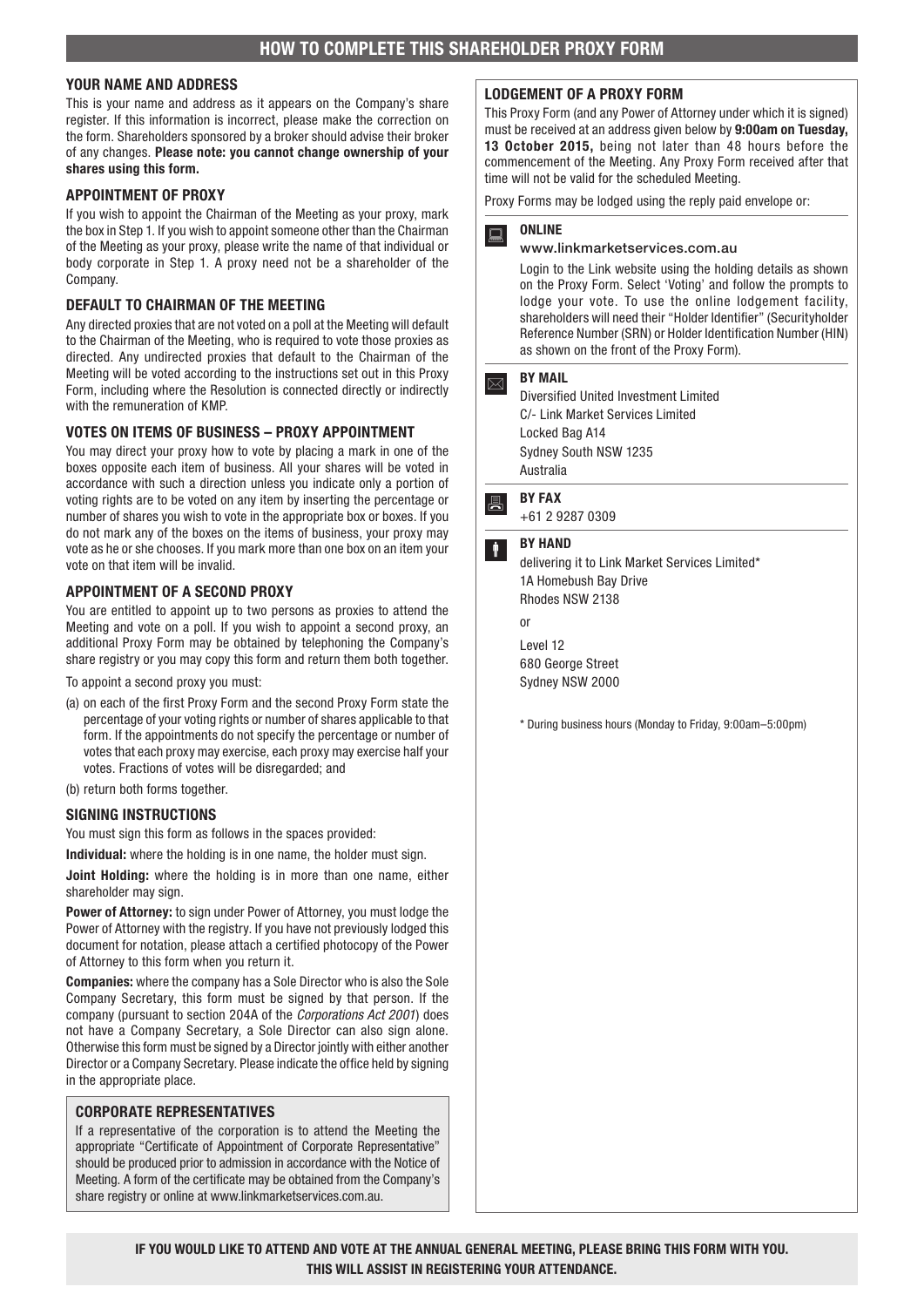# HOW TO COMPLETE THIS SHAREHOLDER PROXY FORM

### YOUR NAME AND ADDRESS

This is your name and address as it appears on the Company's share register. If this information is incorrect, please make the correction on the form. Shareholders sponsored by a broker should advise their broker of any changes. **Please note: you cannot change ownership of your shares using this form.**

### APPOINTMENT OF PROXY

If you wish to appoint the Chairman of the Meeting as your proxy, mark the box in Step 1. If you wish to appoint someone other than the Chairman of the Meeting as your proxy, please write the name of that individual or body corporate in Step 1. A proxy need not be a shareholder of the Company.

### DEFAULT TO CHAIRMAN OF THE MEETING

Any directed proxies that are not voted on a poll at the Meeting will default to the Chairman of the Meeting, who is required to vote those proxies as directed. Any undirected proxies that default to the Chairman of the Meeting will be voted according to the instructions set out in this Proxy Form, including where the Resolution is connected directly or indirectly with the remuneration of KMP.

### VOTES ON ITEMS OF BUSINESS – PROXY APPOINTMENT

You may direct your proxy how to vote by placing a mark in one of the boxes opposite each item of business. All your shares will be voted in accordance with such a direction unless you indicate only a portion of voting rights are to be voted on any item by inserting the percentage or number of shares you wish to vote in the appropriate box or boxes. If you do not mark any of the boxes on the items of business, your proxy may vote as he or she chooses. If you mark more than one box on an item your vote on that item will be invalid.

### APPOINTMENT OF A SECOND PROXY

You are entitled to appoint up to two persons as proxies to attend the Meeting and vote on a poll. If you wish to appoint a second proxy, an additional Proxy Form may be obtained by telephoning the Company's share registry or you may copy this form and return them both together.

To appoint a second proxy you must:

(a) on each of the first Proxy Form and the second Proxy Form state the percentage of your voting rights or number of shares applicable to that form. If the appointments do not specify the percentage or number of votes that each proxy may exercise, each proxy may exercise half your votes. Fractions of votes will be disregarded; and

(b) return both forms together.

### SIGNING INSTRUCTIONS

You must sign this form as follows in the spaces provided:

**Individual:** where the holding is in one name, the holder must sign.

**Joint Holding:** where the holding is in more than one name, either shareholder may sign.

**Power of Attorney:** to sign under Power of Attorney, you must lodge the Power of Attorney with the registry. If you have not previously lodged this document for notation, please attach a certified photocopy of the Power of Attorney to this form when you return it.

**Companies:** where the company has a Sole Director who is also the Sole Company Secretary, this form must be signed by that person. If the company (pursuant to section 204A of the *Corporations Act 2001*) does not have a Company Secretary, a Sole Director can also sign alone. Otherwise this form must be signed by a Director jointly with either another Director or a Company Secretary. Please indicate the office held by signing in the appropriate place.

### CORPORATE REPRESENTATIVES

If a representative of the corporation is to attend the Meeting the appropriate "Certificate of Appointment of Corporate Representative" should be produced prior to admission in accordance with the Notice of Meeting. A form of the certificate may be obtained from the Company's share registry or online at www.linkmarketservices.com.au.

### LODGEMENT OF A PROXY FORM

This Proxy Form (and any Power of Attorney under which it is signed) must be received at an address given below by **9:00am on Tuesday, 13 October 2015,** being not later than 48 hours before the commencement of the Meeting. Any Proxy Form received after that time will not be valid for the scheduled Meeting.

Proxy Forms may be lodged using the reply paid envelope or:

**ONLINE**

www.linkmarketservices.com.au

Login to the Link website using the holding details as shown on the Proxy Form. Select 'Voting' and follow the prompts to lodge your vote. To use the online lodgement facility, shareholders will need their "Holder Identifier" (Securityholder Reference Number (SRN) or Holder Identification Number (HIN) as shown on the front of the Proxy Form).

**BY MAIL**

Diversified United Investment Limited
C/- Link Market Services Limited
Locked Bag A14
Sydney South NSW 1235
Australia

**BY FAX**

+61 2 9287 0309

**BY HAND**

delivering it to Link Market Services Limited*
1A Homebush Bay Drive
Rhodes NSW 2138

or

Level 12
680 George Street
Sydney NSW 2000

\* During business hours (Monday to Friday, 9:00am–5:00pm)

**IF YOU WOULD LIKE TO ATTEND AND VOTE AT THE ANNUAL GENERAL MEETING, PLEASE BRING THIS FORM WITH YOU. THIS WILL ASSIST IN REGISTERING YOUR ATTENDANCE.**